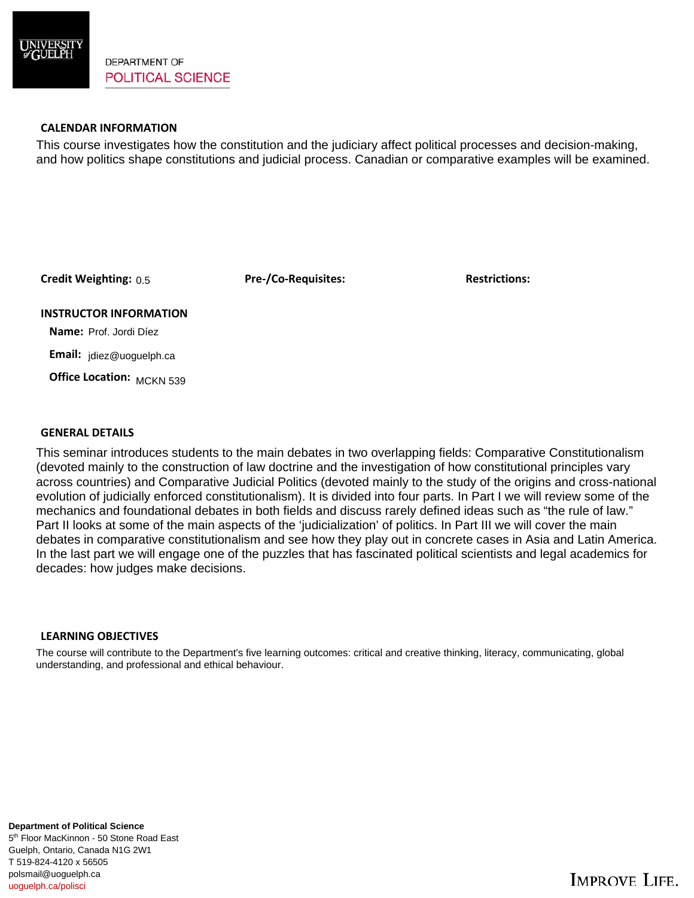DEPARTMENT OF
POLITICAL SCIENCE

## CALENDAR INFORMATION

This course investigates how the constitution and the judiciary affect political processes and decision-making, and how politics shape constitutions and judicial process. Canadian or comparative examples will be examined.

**Credit Weighting:** 0.5 **Pre-/Co-Requisites:** **Restrictions:**

## INSTRUCTOR INFORMATION

**Name:** Prof. Jordi Díez

**Email:** jdiez@uoguelph.ca

**Office Location:** MCKN 539

## GENERAL DETAILS

This seminar introduces students to the main debates in two overlapping fields: Comparative Constitutionalism (devoted mainly to the construction of law doctrine and the investigation of how constitutional principles vary across countries) and Comparative Judicial Politics (devoted mainly to the study of the origins and cross-national evolution of judicially enforced constitutionalism). It is divided into four parts. In Part I we will review some of the mechanics and foundational debates in both fields and discuss rarely defined ideas such as "the rule of law." Part II looks at some of the main aspects of the 'judicialization' of politics. In Part III we will cover the main debates in comparative constitutionalism and see how they play out in concrete cases in Asia and Latin America. In the last part we will engage one of the puzzles that has fascinated political scientists and legal academics for decades: how judges make decisions.

## LEARNING OBJECTIVES

The course will contribute to the Department's five learning outcomes: critical and creative thinking, literacy, communicating, global understanding, and professional and ethical behaviour.

**Department of Political Science**
5th Floor MacKinnon - 50 Stone Road East
Guelph, Ontario, Canada N1G 2W1
T 519-824-4120 x 56505
polsmail@uoguelph.ca
uoguelph.ca/polisci

IMPROVE LIFE.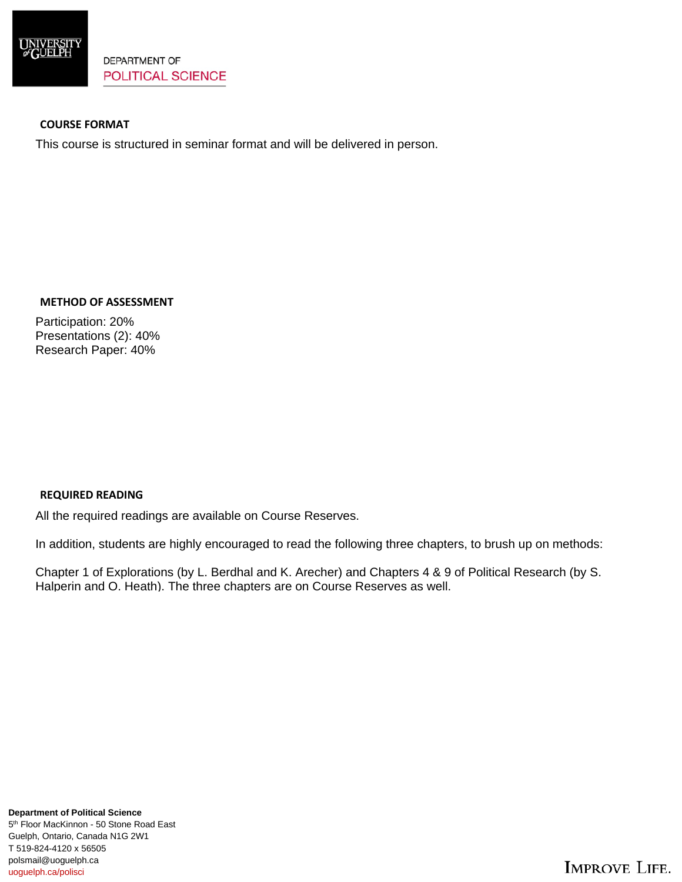## COURSE FORMAT

This course is structured in seminar format and will be delivered in person.

## METHOD OF ASSESSMENT

Participation: 20%
Presentations (2): 40%
Research Paper: 40%

## REQUIRED READING

All the required readings are available on Course Reserves.

In addition, students are highly encouraged to read the following three chapters, to brush up on methods:

Chapter 1 of Explorations (by L. Berdhal and K. Arecher) and Chapters 4 & 9 of Political Research (by S. Halperin and O. Heath). The three chapters are on Course Reserves as well.